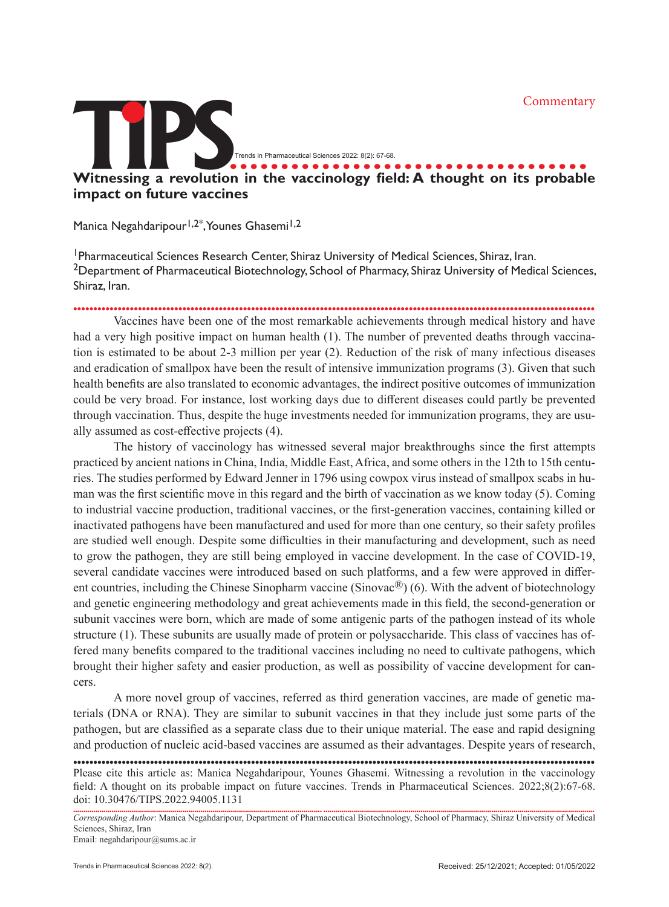Commentary

# Witnessing a revolution in the vaccinology field: A thought on its probable impact on future vaccines

Manica Negahdaripour[1,2*], Younes Ghasemi[1,2]

[1]Pharmaceutical Sciences Research Center, Shiraz University of Medical Sciences, Shiraz, Iran.
[2]Department of Pharmaceutical Biotechnology, School of Pharmacy, Shiraz University of Medical Sciences, Shiraz, Iran.

Vaccines have been one of the most remarkable achievements through medical history and have had a very high positive impact on human health (1). The number of prevented deaths through vaccination is estimated to be about 2-3 million per year (2). Reduction of the risk of many infectious diseases and eradication of smallpox have been the result of intensive immunization programs (3). Given that such health benefits are also translated to economic advantages, the indirect positive outcomes of immunization could be very broad. For instance, lost working days due to different diseases could partly be prevented through vaccination. Thus, despite the huge investments needed for immunization programs, they are usually assumed as cost-effective projects (4).

The history of vaccinology has witnessed several major breakthroughs since the first attempts practiced by ancient nations in China, India, Middle East, Africa, and some others in the 12th to 15th centuries. The studies performed by Edward Jenner in 1796 using cowpox virus instead of smallpox scabs in human was the first scientific move in this regard and the birth of vaccination as we know today (5). Coming to industrial vaccine production, traditional vaccines, or the first-generation vaccines, containing killed or inactivated pathogens have been manufactured and used for more than one century, so their safety profiles are studied well enough. Despite some difficulties in their manufacturing and development, such as need to grow the pathogen, they are still being employed in vaccine development. In the case of COVID-19, several candidate vaccines were introduced based on such platforms, and a few were approved in different countries, including the Chinese Sinopharm vaccine (Sinovac®) (6). With the advent of biotechnology and genetic engineering methodology and great achievements made in this field, the second-generation or subunit vaccines were born, which are made of some antigenic parts of the pathogen instead of its whole structure (1). These subunits are usually made of protein or polysaccharide. This class of vaccines has offered many benefits compared to the traditional vaccines including no need to cultivate pathogens, which brought their higher safety and easier production, as well as possibility of vaccine development for cancers.

A more novel group of vaccines, referred as third generation vaccines, are made of genetic materials (DNA or RNA). They are similar to subunit vaccines in that they include just some parts of the pathogen, but are classified as a separate class due to their unique material. The ease and rapid designing and production of nucleic acid-based vaccines are assumed as their advantages. Despite years of research,

Please cite this article as: Manica Negahdaripour, Younes Ghasemi. Witnessing a revolution in the vaccinology field: A thought on its probable impact on future vaccines. Trends in Pharmaceutical Sciences. 2022;8(2):67-68. doi: 10.30476/TIPS.2022.94005.1131

*Corresponding Author*: Manica Negahdaripour, Department of Pharmaceutical Biotechnology, School of Pharmacy, Shiraz University of Medical Sciences, Shiraz, Iran
Email: negahdaripour@sums.ac.ir

Received: 25/12/2021; Accepted: 01/05/2022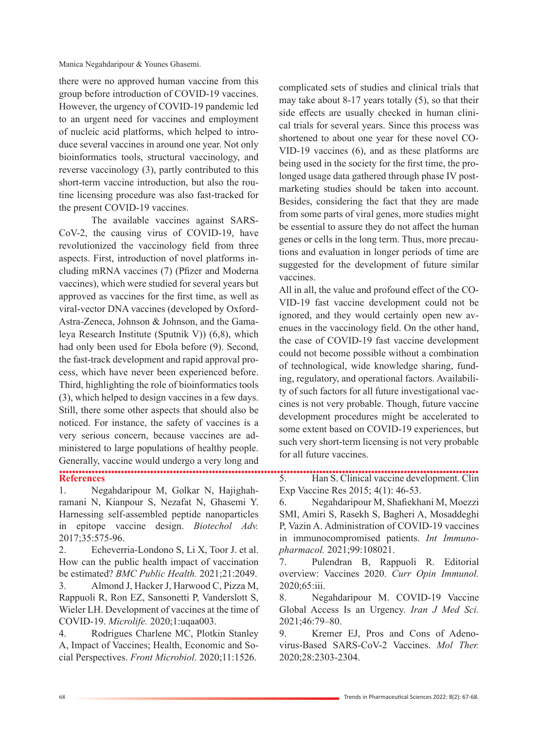there were no approved human vaccine from this group before introduction of COVID-19 vaccines. However, the urgency of COVID-19 pandemic led to an urgent need for vaccines and employment of nucleic acid platforms, which helped to introduce several vaccines in around one year. Not only bioinformatics tools, structural vaccinology, and reverse vaccinology (3), partly contributed to this short-term vaccine introduction, but also the routine licensing procedure was also fast-tracked for the present COVID-19 vaccines.

The available vaccines against SARS-CoV-2, the causing virus of COVID-19, have revolutionized the vaccinology field from three aspects. First, introduction of novel platforms including mRNA vaccines (7) (Pfizer and Moderna vaccines), which were studied for several years but approved as vaccines for the first time, as well as viral-vector DNA vaccines (developed by Oxford-Astra-Zeneca, Johnson & Johnson, and the Gamaleya Research Institute (Sputnik V)) (6,8), which had only been used for Ebola before (9). Second, the fast-track development and rapid approval process, which have never been experienced before. Third, highlighting the role of bioinformatics tools (3), which helped to design vaccines in a few days. Still, there some other aspects that should also be noticed. For instance, the safety of vaccines is a very serious concern, because vaccines are administered to large populations of healthy people. Generally, vaccine would undergo a very long and complicated sets of studies and clinical trials that may take about 8-17 years totally (5), so that their side effects are usually checked in human clinical trials for several years. Since this process was shortened to about one year for these novel COVID-19 vaccines (6), and as these platforms are being used in the society for the first time, the prolonged usage data gathered through phase IV post-marketing studies should be taken into account. Besides, considering the fact that they are made from some parts of viral genes, more studies might be essential to assure they do not affect the human genes or cells in the long term. Thus, more precautions and evaluation in longer periods of time are suggested for the development of future similar vaccines.

All in all, the value and profound effect of the COVID-19 fast vaccine development could not be ignored, and they would certainly open new avenues in the vaccinology field. On the other hand, the case of COVID-19 fast vaccine development could not become possible without a combination of technological, wide knowledge sharing, funding, regulatory, and operational factors. Availability of such factors for all future investigational vaccines is not very probable. Though, future vaccine development procedures might be accelerated to some extent based on COVID-19 experiences, but such very short-term licensing is not very probable for all future vaccines.

## References

1. Negahdaripour M, Golkar N, Hajighahramani N, Kianpour S, Nezafat N, Ghasemi Y. Harnessing self-assembled peptide nanoparticles in epitope vaccine design. *Biotechol Adv.* 2017;35:575-96.
2. Echeverria-Londono S, Li X, Toor J. et al. How can the public health impact of vaccination be estimated? *BMC Public Health.* 2021;21:2049.
3. Almond J, Hacker J, Harwood C, Pizza M, Rappuoli R, Ron EZ, Sansonetti P, Vanderslott S, Wieler LH. Development of vaccines at the time of COVID-19. *Microlife.* 2020;1:uqaa003.
4. Rodrigues Charlene MC, Plotkin Stanley A, Impact of Vaccines; Health, Economic and Social Perspectives. *Front Microbiol*. 2020;11:1526.
5. Han S. Clinical vaccine development. Clin Exp Vaccine Res 2015; 4(1): 46-53.
6. Negahdaripour M, Shafiekhani M, Moezzi SMI, Amiri S, Rasekh S, Bagheri A, Mosaddeghi P, Vazin A. Administration of COVID-19 vaccines in immunocompromised patients. *Int Immunopharmacol.* 2021;99:108021.
7. Pulendran B, Rappuoli R. Editorial overview: Vaccines 2020. *Curr Opin Immunol.* 2020;65:iii.
8. Negahdaripour M. COVID-19 Vaccine Global Access Is an Urgency. *Iran J Med Sci.* 2021;46:79–80.
9. Kremer EJ, Pros and Cons of Adenovirus-Based SARS-CoV-2 Vaccines. *Mol Ther.* 2020;28:2303-2304.